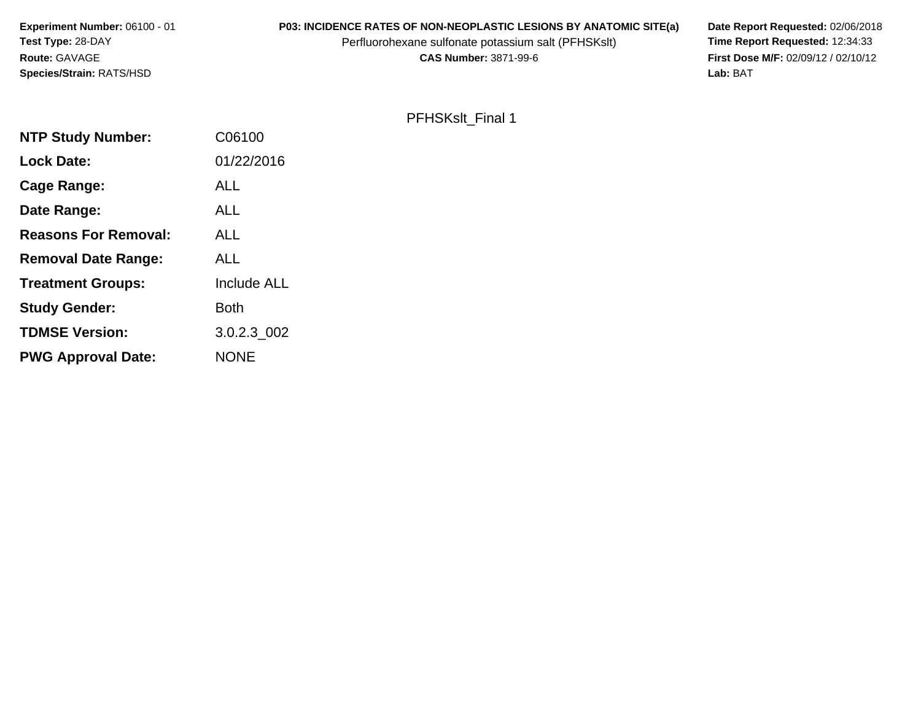**Experiment Number:** 06100 - 01
**Test Type:** 28-DAY
**Route:** GAVAGE
**Species/Strain:** RATS/HSD

**P03: INCIDENCE RATES OF NON-NEOPLASTIC LESIONS BY ANATOMIC SITE(a)**
Perfluorohexane sulfonate potassium salt (PFHSKslt)
**CAS Number:** 3871-99-6

**Date Report Requested:** 02/06/2018
**Time Report Requested:** 12:34:33
**First Dose M/F:** 02/09/12 / 02/10/12
**Lab:** BAT

PFHSKslt_Final 1

| | |
|---|---|
| **NTP Study Number:** | C06100 |
| **Lock Date:** | 01/22/2016 |
| **Cage Range:** | ALL |
| **Date Range:** | ALL |
| **Reasons For Removal:** | ALL |
| **Removal Date Range:** | ALL |
| **Treatment Groups:** | Include ALL |
| **Study Gender:** | Both |
| **TDMSE Version:** | 3.0.2.3_002 |
| **PWG Approval Date:** | NONE |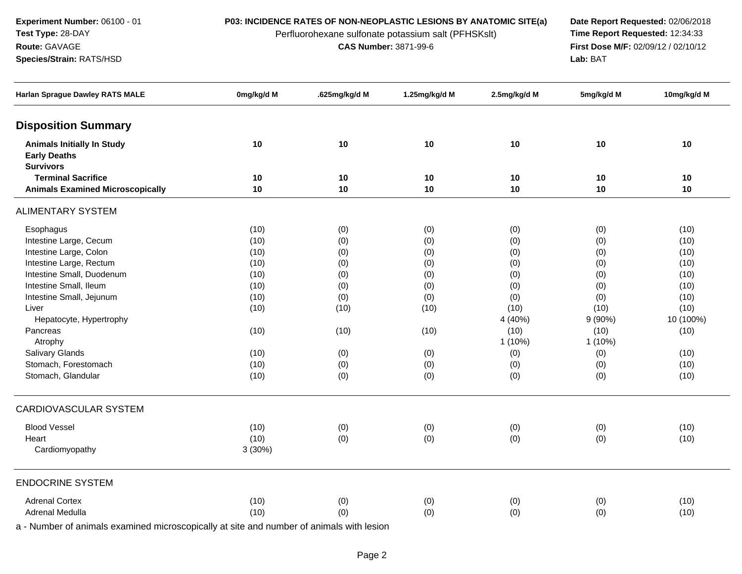**Experiment Number:** 06100 - 01
**Test Type:** 28-DAY
**Route:** GAVAGE
**Species/Strain:** RATS/HSD

**P03: INCIDENCE RATES OF NON-NEOPLASTIC LESIONS BY ANATOMIC SITE(a)**
Perfluorohexane sulfonate potassium salt (PFHSKslt)
**CAS Number:** 3871-99-6

**Date Report Requested:** 02/06/2018
**Time Report Requested:** 12:34:33
**First Dose M/F:** 02/09/12 / 02/10/12
**Lab:** BAT

| Harlan Sprague Dawley RATS MALE | 0mg/kg/d M | .625mg/kg/d M | 1.25mg/kg/d M | 2.5mg/kg/d M | 5mg/kg/d M | 10mg/kg/d M |
|---|---|---|---|---|---|---|
| **Disposition Summary** | | | | | | |
| **Animals Initially In Study** | **10** | **10** | **10** | **10** | **10** | **10** |
| **Early Deaths** | | | | | | |
| **Survivors** | | | | | | |
| **Terminal Sacrifice** | **10** | **10** | **10** | **10** | **10** | **10** |
| **Animals Examined Microscopically** | **10** | **10** | **10** | **10** | **10** | **10** |
| ALIMENTARY SYSTEM | | | | | | |
| Esophagus | (10) | (0) | (0) | (0) | (0) | (10) |
| Intestine Large, Cecum | (10) | (0) | (0) | (0) | (0) | (10) |
| Intestine Large, Colon | (10) | (0) | (0) | (0) | (0) | (10) |
| Intestine Large, Rectum | (10) | (0) | (0) | (0) | (0) | (10) |
| Intestine Small, Duodenum | (10) | (0) | (0) | (0) | (0) | (10) |
| Intestine Small, Ileum | (10) | (0) | (0) | (0) | (0) | (10) |
| Intestine Small, Jejunum | (10) | (0) | (0) | (0) | (0) | (10) |
| Liver | (10) | (10) | (10) | (10) | (10) | (10) |
| Hepatocyte, Hypertrophy | | | | 4 (40%) | 9 (90%) | 10 (100%) |
| Pancreas | (10) | (10) | (10) | (10) | (10) | (10) |
| Atrophy | | | | 1 (10%) | 1 (10%) | |
| Salivary Glands | (10) | (0) | (0) | (0) | (0) | (10) |
| Stomach, Forestomach | (10) | (0) | (0) | (0) | (0) | (10) |
| Stomach, Glandular | (10) | (0) | (0) | (0) | (0) | (10) |
| CARDIOVASCULAR SYSTEM | | | | | | |
| Blood Vessel | (10) | (0) | (0) | (0) | (0) | (10) |
| Heart | (10) | (0) | (0) | (0) | (0) | (10) |
| Cardiomyopathy | 3 (30%) | | | | | |
| ENDOCRINE SYSTEM | | | | | | |
| Adrenal Cortex | (10) | (0) | (0) | (0) | (0) | (10) |
| Adrenal Medulla | (10) | (0) | (0) | (0) | (0) | (10) |

a - Number of animals examined microscopically at site and number of animals with lesion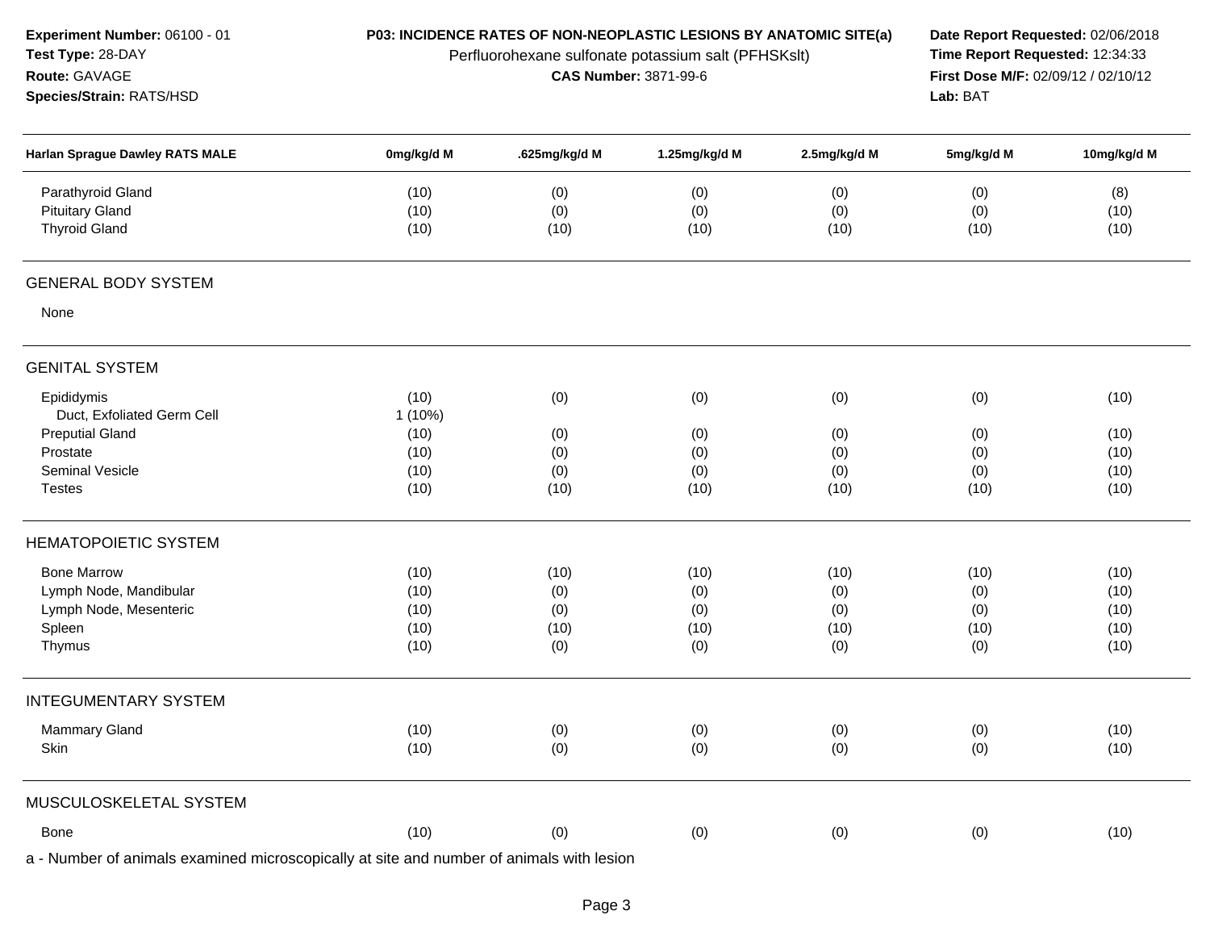**Experiment Number:** 06100 - 01
**Test Type:** 28-DAY
**Route:** GAVAGE
**Species/Strain:** RATS/HSD

**P03: INCIDENCE RATES OF NON-NEOPLASTIC LESIONS BY ANATOMIC SITE(a)**
Perfluorohexane sulfonate potassium salt (PFHSKslt)
**CAS Number:** 3871-99-6

**Date Report Requested:** 02/06/2018
**Time Report Requested:** 12:34:33
**First Dose M/F:** 02/09/12 / 02/10/12
**Lab:** BAT

| Harlan Sprague Dawley RATS MALE | 0mg/kg/d M | .625mg/kg/d M | 1.25mg/kg/d M | 2.5mg/kg/d M | 5mg/kg/d M | 10mg/kg/d M |
|---|---|---|---|---|---|---|
| Parathyroid Gland | (10) | (0) | (0) | (0) | (0) | (8) |
| Pituitary Gland | (10) | (0) | (0) | (0) | (0) | (10) |
| Thyroid Gland | (10) | (10) | (10) | (10) | (10) | (10) |
| **GENERAL BODY SYSTEM** | | | | | | |
| None | | | | | | |
| **GENITAL SYSTEM** | | | | | | |
| Epididymis | (10) | (0) | (0) | (0) | (0) | (10) |
| Duct, Exfoliated Germ Cell | 1 (10%) | | | | | |
| Preputial Gland | (10) | (0) | (0) | (0) | (0) | (10) |
| Prostate | (10) | (0) | (0) | (0) | (0) | (10) |
| Seminal Vesicle | (10) | (0) | (0) | (0) | (0) | (10) |
| Testes | (10) | (10) | (10) | (10) | (10) | (10) |
| **HEMATOPOIETIC SYSTEM** | | | | | | |
| Bone Marrow | (10) | (10) | (10) | (10) | (10) | (10) |
| Lymph Node, Mandibular | (10) | (0) | (0) | (0) | (0) | (10) |
| Lymph Node, Mesenteric | (10) | (0) | (0) | (0) | (0) | (10) |
| Spleen | (10) | (10) | (10) | (10) | (10) | (10) |
| Thymus | (10) | (0) | (0) | (0) | (0) | (10) |
| **INTEGUMENTARY SYSTEM** | | | | | | |
| Mammary Gland | (10) | (0) | (0) | (0) | (0) | (10) |
| Skin | (10) | (0) | (0) | (0) | (0) | (10) |
| **MUSCULOSKELETAL SYSTEM** | | | | | | |
| Bone | (10) | (0) | (0) | (0) | (0) | (10) |

a - Number of animals examined microscopically at site and number of animals with lesion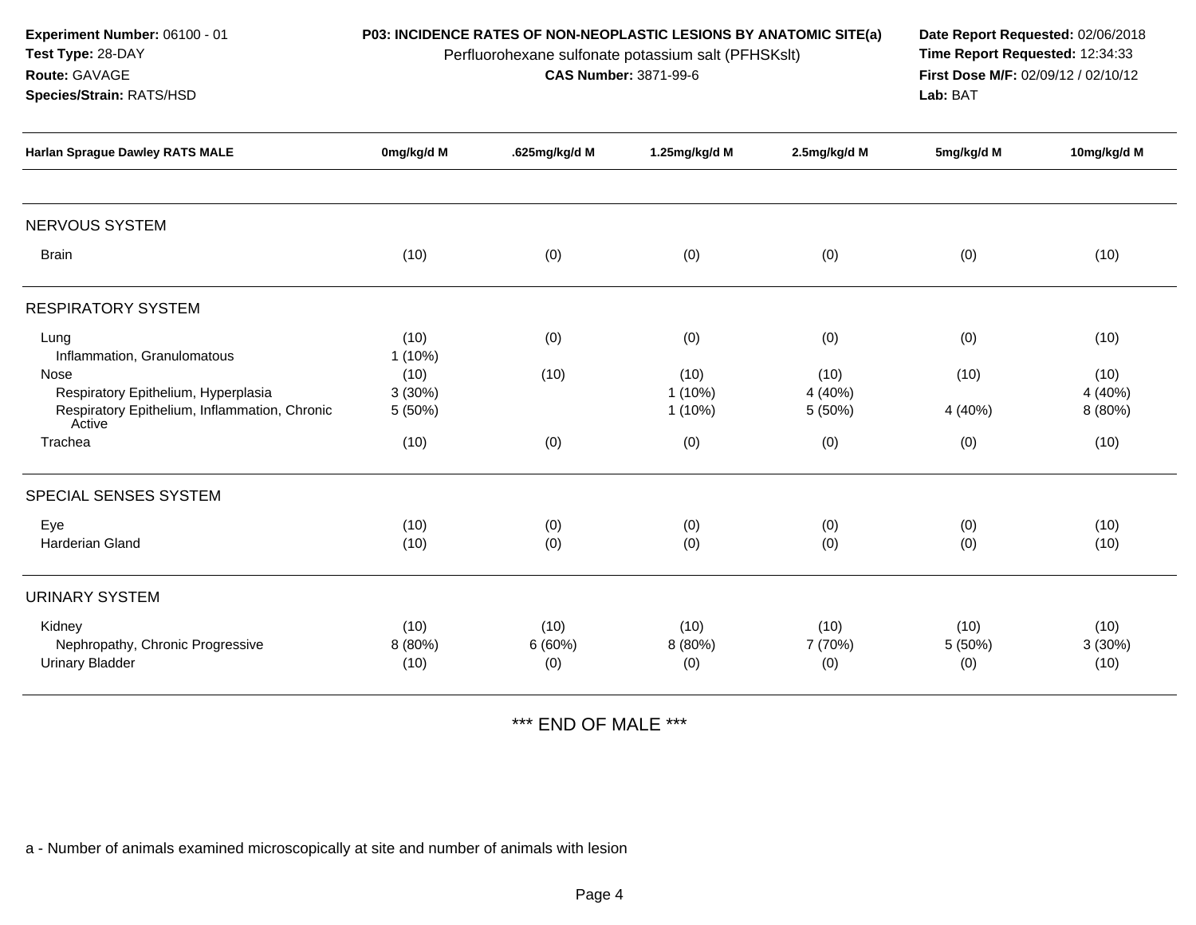**Experiment Number:** 06100 - 01
**Test Type:** 28-DAY
**Route:** GAVAGE
**Species/Strain:** RATS/HSD

**P03: INCIDENCE RATES OF NON-NEOPLASTIC LESIONS BY ANATOMIC SITE(a)**
Perfluorohexane sulfonate potassium salt (PFHSKslt)
**CAS Number:** 3871-99-6

**Date Report Requested:** 02/06/2018
**Time Report Requested:** 12:34:33
**First Dose M/F:** 02/09/12 / 02/10/12
**Lab:** BAT

| Harlan Sprague Dawley RATS MALE | 0mg/kg/d M | .625mg/kg/d M | 1.25mg/kg/d M | 2.5mg/kg/d M | 5mg/kg/d M | 10mg/kg/d M |
|---|---|---|---|---|---|---|
| NERVOUS SYSTEM | | | | | | |
| Brain | (10) | (0) | (0) | (0) | (0) | (10) |
| RESPIRATORY SYSTEM | | | | | | |
| Lung | (10) | (0) | (0) | (0) | (0) | (10) |
| Inflammation, Granulomatous | 1 (10%) | | | | | |
| Nose | (10) | (10) | (10) | (10) | (10) | (10) |
| Respiratory Epithelium, Hyperplasia | 3 (30%) | | 1 (10%) | 4 (40%) | | 4 (40%) |
| Respiratory Epithelium, Inflammation, Chronic Active | 5 (50%) | | 1 (10%) | 5 (50%) | 4 (40%) | 8 (80%) |
| Trachea | (10) | (0) | (0) | (0) | (0) | (10) |
| SPECIAL SENSES SYSTEM | | | | | | |
| Eye | (10) | (0) | (0) | (0) | (0) | (10) |
| Harderian Gland | (10) | (0) | (0) | (0) | (0) | (10) |
| URINARY SYSTEM | | | | | | |
| Kidney | (10) | (10) | (10) | (10) | (10) | (10) |
| Nephropathy, Chronic Progressive | 8 (80%) | 6 (60%) | 8 (80%) | 7 (70%) | 5 (50%) | 3 (30%) |
| Urinary Bladder | (10) | (0) | (0) | (0) | (0) | (10) |

*** END OF MALE ***

a - Number of animals examined microscopically at site and number of animals with lesion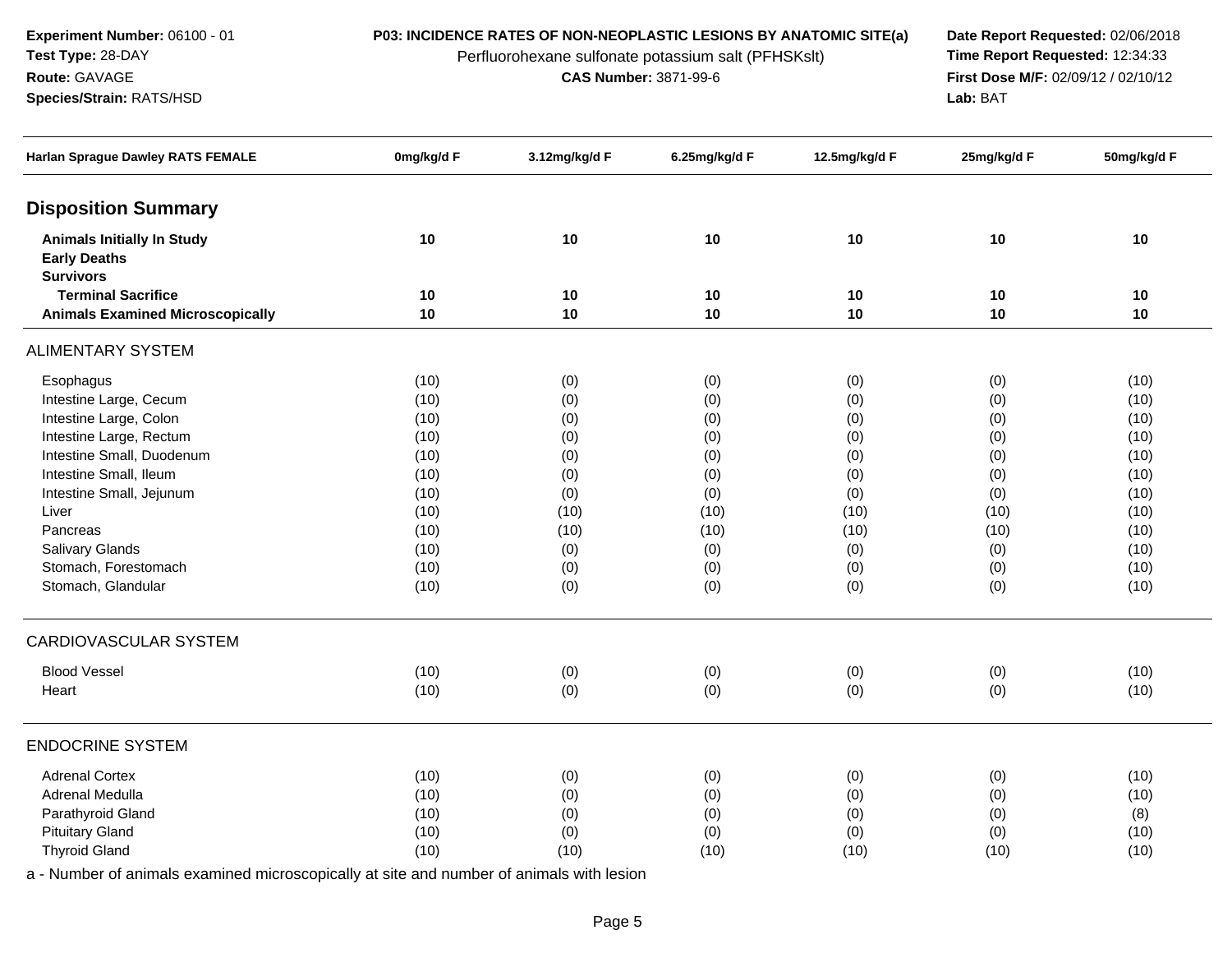**Experiment Number:** 06100 - 01
**Test Type:** 28-DAY
**Route:** GAVAGE
**Species/Strain:** RATS/HSD

**P03: INCIDENCE RATES OF NON-NEOPLASTIC LESIONS BY ANATOMIC SITE(a)**
Perfluorohexane sulfonate potassium salt (PFHSKslt)
**CAS Number:** 3871-99-6

**Date Report Requested:** 02/06/2018
**Time Report Requested:** 12:34:33
**First Dose M/F:** 02/09/12 / 02/10/12
**Lab:** BAT

| Harlan Sprague Dawley RATS FEMALE | 0mg/kg/d F | 3.12mg/kg/d F | 6.25mg/kg/d F | 12.5mg/kg/d F | 25mg/kg/d F | 50mg/kg/d F |
|---|---|---|---|---|---|---|
| **Disposition Summary** | | | | | | |
| **Animals Initially In Study** | **10** | **10** | **10** | **10** | **10** | **10** |
| **Early Deaths** | | | | | | |
| **Survivors** | | | | | | |
| **Terminal Sacrifice** | **10** | **10** | **10** | **10** | **10** | **10** |
| **Animals Examined Microscopically** | **10** | **10** | **10** | **10** | **10** | **10** |
| ALIMENTARY SYSTEM | | | | | | |
| Esophagus | (10) | (0) | (0) | (0) | (0) | (10) |
| Intestine Large, Cecum | (10) | (0) | (0) | (0) | (0) | (10) |
| Intestine Large, Colon | (10) | (0) | (0) | (0) | (0) | (10) |
| Intestine Large, Rectum | (10) | (0) | (0) | (0) | (0) | (10) |
| Intestine Small, Duodenum | (10) | (0) | (0) | (0) | (0) | (10) |
| Intestine Small, Ileum | (10) | (0) | (0) | (0) | (0) | (10) |
| Intestine Small, Jejunum | (10) | (0) | (0) | (0) | (0) | (10) |
| Liver | (10) | (10) | (10) | (10) | (10) | (10) |
| Pancreas | (10) | (10) | (10) | (10) | (10) | (10) |
| Salivary Glands | (10) | (0) | (0) | (0) | (0) | (10) |
| Stomach, Forestomach | (10) | (0) | (0) | (0) | (0) | (10) |
| Stomach, Glandular | (10) | (0) | (0) | (0) | (0) | (10) |
| CARDIOVASCULAR SYSTEM | | | | | | |
| Blood Vessel | (10) | (0) | (0) | (0) | (0) | (10) |
| Heart | (10) | (0) | (0) | (0) | (0) | (10) |
| ENDOCRINE SYSTEM | | | | | | |
| Adrenal Cortex | (10) | (0) | (0) | (0) | (0) | (10) |
| Adrenal Medulla | (10) | (0) | (0) | (0) | (0) | (10) |
| Parathyroid Gland | (10) | (0) | (0) | (0) | (0) | (8) |
| Pituitary Gland | (10) | (0) | (0) | (0) | (0) | (10) |
| Thyroid Gland | (10) | (10) | (10) | (10) | (10) | (10) |

a - Number of animals examined microscopically at site and number of animals with lesion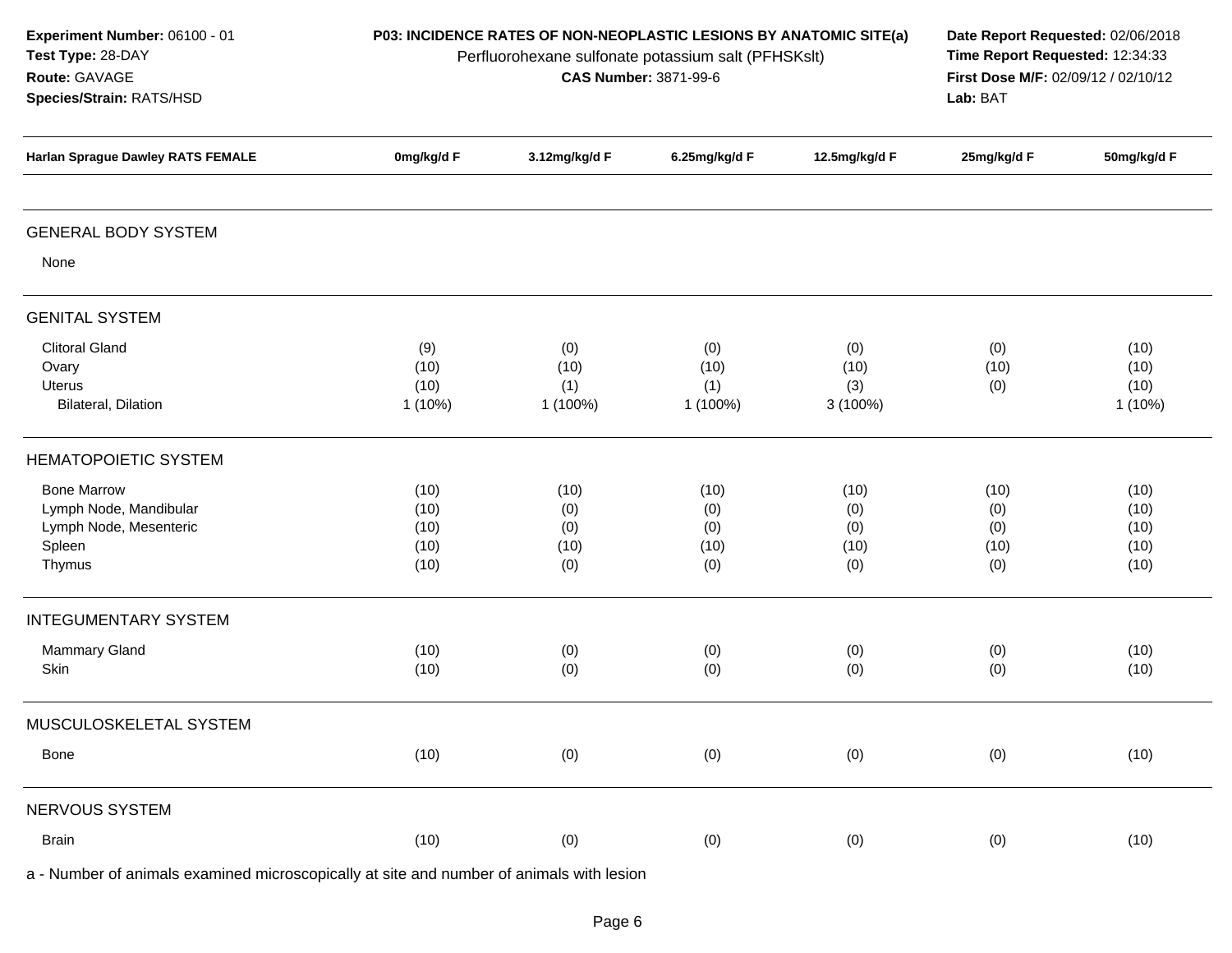**Experiment Number:** 06100 - 01
**Test Type:** 28-DAY
**Route:** GAVAGE
**Species/Strain:** RATS/HSD

**P03: INCIDENCE RATES OF NON-NEOPLASTIC LESIONS BY ANATOMIC SITE(a)**
Perfluorohexane sulfonate potassium salt (PFHSKslt)
**CAS Number:** 3871-99-6

**Date Report Requested:** 02/06/2018
**Time Report Requested:** 12:34:33
**First Dose M/F:** 02/09/12 / 02/10/12
**Lab:** BAT

| Harlan Sprague Dawley RATS FEMALE | 0mg/kg/d F | 3.12mg/kg/d F | 6.25mg/kg/d F | 12.5mg/kg/d F | 25mg/kg/d F | 50mg/kg/d F |
|---|---|---|---|---|---|---|
| **GENERAL BODY SYSTEM** | | | | | | |
| None | | | | | | |
| **GENITAL SYSTEM** | | | | | | |
| Clitoral Gland | (9) | (0) | (0) | (0) | (0) | (10) |
| Ovary | (10) | (10) | (10) | (10) | (10) | (10) |
| Uterus | (10) | (1) | (1) | (3) | (0) | (10) |
| Bilateral, Dilation | 1 (10%) | 1 (100%) | 1 (100%) | 3 (100%) | | 1 (10%) |
| **HEMATOPOIETIC SYSTEM** | | | | | | |
| Bone Marrow | (10) | (10) | (10) | (10) | (10) | (10) |
| Lymph Node, Mandibular | (10) | (0) | (0) | (0) | (0) | (10) |
| Lymph Node, Mesenteric | (10) | (0) | (0) | (0) | (0) | (10) |
| Spleen | (10) | (10) | (10) | (10) | (10) | (10) |
| Thymus | (10) | (0) | (0) | (0) | (0) | (10) |
| **INTEGUMENTARY SYSTEM** | | | | | | |
| Mammary Gland | (10) | (0) | (0) | (0) | (0) | (10) |
| Skin | (10) | (0) | (0) | (0) | (0) | (10) |
| **MUSCULOSKELETAL SYSTEM** | | | | | | |
| Bone | (10) | (0) | (0) | (0) | (0) | (10) |
| **NERVOUS SYSTEM** | | | | | | |
| Brain | (10) | (0) | (0) | (0) | (0) | (10) |

a - Number of animals examined microscopically at site and number of animals with lesion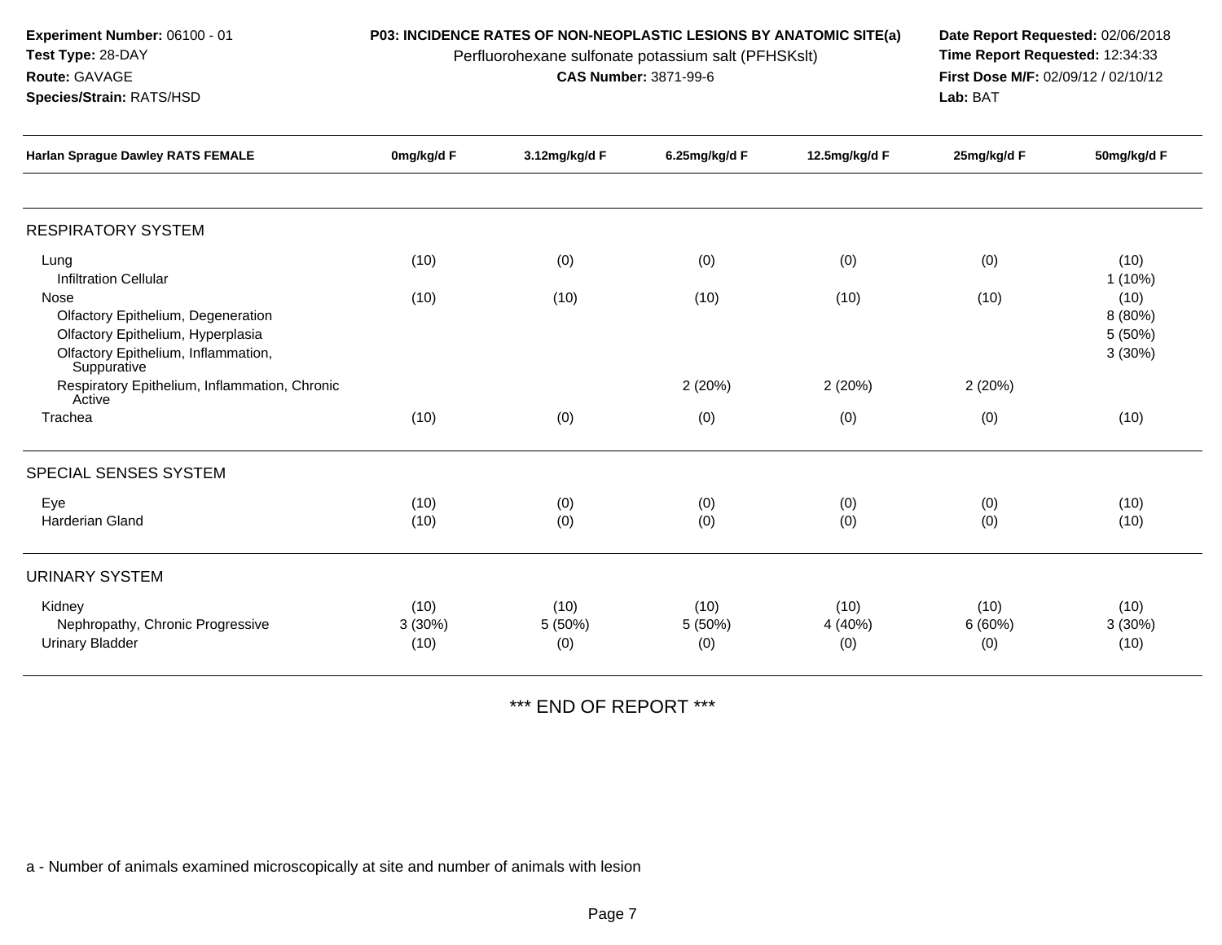**Experiment Number:** 06100 - 01
**Test Type:** 28-DAY
**Route:** GAVAGE
**Species/Strain:** RATS/HSD

**P03: INCIDENCE RATES OF NON-NEOPLASTIC LESIONS BY ANATOMIC SITE(a)**
Perfluorohexane sulfonate potassium salt (PFHSKslt)
**CAS Number:** 3871-99-6

**Date Report Requested:** 02/06/2018
**Time Report Requested:** 12:34:33
**First Dose M/F:** 02/09/12 / 02/10/12
**Lab:** BAT

| Harlan Sprague Dawley RATS FEMALE | 0mg/kg/d F | 3.12mg/kg/d F | 6.25mg/kg/d F | 12.5mg/kg/d F | 25mg/kg/d F | 50mg/kg/d F |
|---|---|---|---|---|---|---|
| **RESPIRATORY SYSTEM** | | | | | | |
| Lung | (10) | (0) | (0) | (0) | (0) | (10) |
| Infiltration Cellular | | | | | | 1 (10%) |
| Nose | (10) | (10) | (10) | (10) | (10) | (10) |
| Olfactory Epithelium, Degeneration | | | | | | 8 (80%) |
| Olfactory Epithelium, Hyperplasia | | | | | | 5 (50%) |
| Olfactory Epithelium, Inflammation, Suppurative | | | | | | 3 (30%) |
| Respiratory Epithelium, Inflammation, Chronic Active | | | 2 (20%) | 2 (20%) | 2 (20%) | |
| Trachea | (10) | (0) | (0) | (0) | (0) | (10) |
| **SPECIAL SENSES SYSTEM** | | | | | | |
| Eye | (10) | (0) | (0) | (0) | (0) | (10) |
| Harderian Gland | (10) | (0) | (0) | (0) | (0) | (10) |
| **URINARY SYSTEM** | | | | | | |
| Kidney | (10) | (10) | (10) | (10) | (10) | (10) |
| Nephropathy, Chronic Progressive | 3 (30%) | 5 (50%) | 5 (50%) | 4 (40%) | 6 (60%) | 3 (30%) |
| Urinary Bladder | (10) | (0) | (0) | (0) | (0) | (10) |

*** END OF REPORT ***

a - Number of animals examined microscopically at site and number of animals with lesion